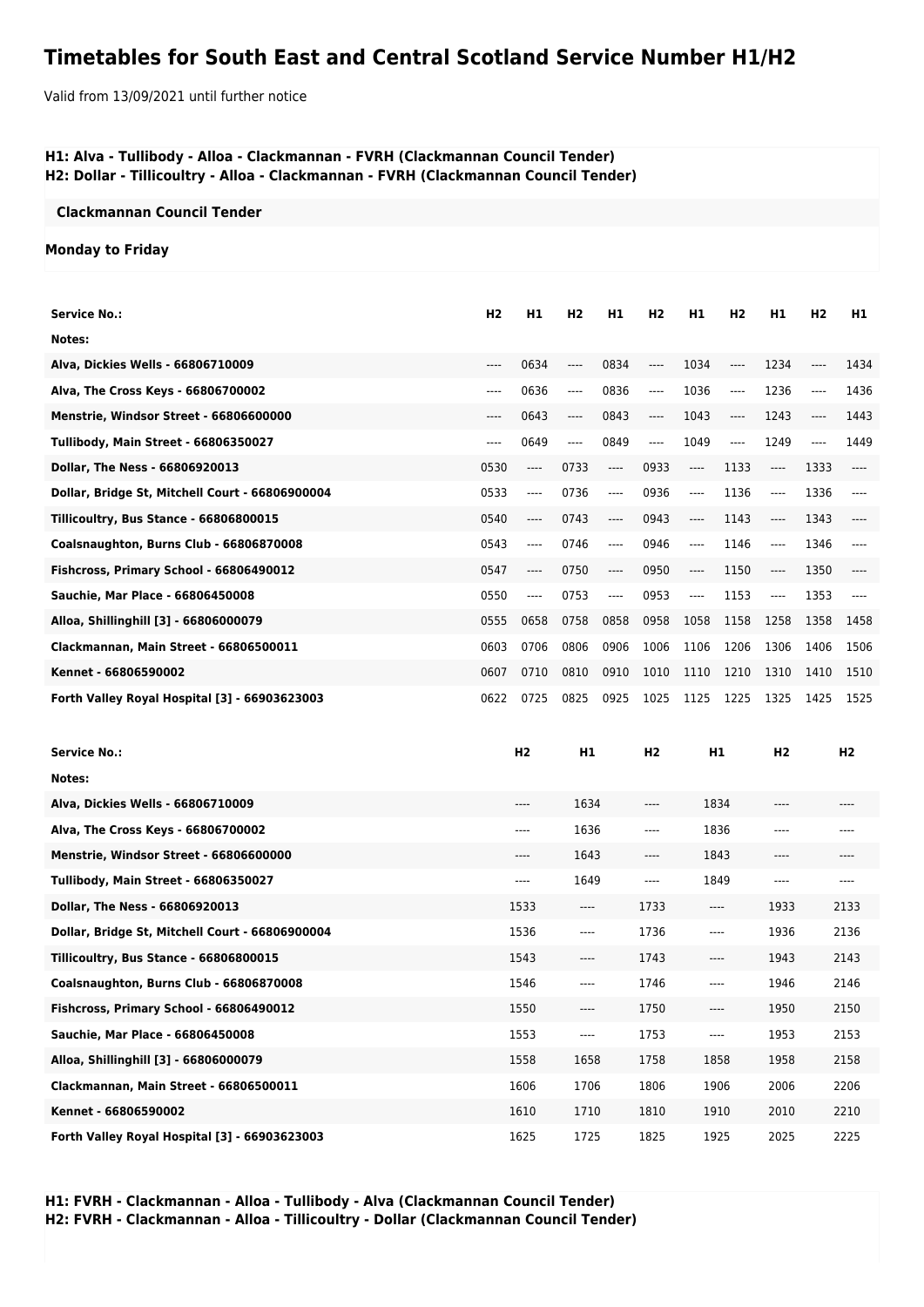# Timetables for South East and Central Scotland Service Number H1/H2

Valid from 13/09/2021 until further notice

**H1: Alva - Tullibody - Alloa - Clackmannan - FVRH (Clackmannan Council Tender)**
**H2: Dollar - Tillicoultry - Alloa - Clackmannan - FVRH (Clackmannan Council Tender)**

**Clackmannan Council Tender**

**Monday to Friday**

| Service No.: | H2 | H1 | H2 | H1 | H2 | H1 | H2 | H1 | H2 | H1 |
|---|---|---|---|---|---|---|---|---|---|---|
| Notes: | | | | | | | | | | |
| Alva, Dickies Wells - 66806710009 | ---- | 0634 | ---- | 0834 | ---- | 1034 | ---- | 1234 | ---- | 1434 |
| Alva, The Cross Keys - 66806700002 | ---- | 0636 | ---- | 0836 | ---- | 1036 | ---- | 1236 | ---- | 1436 |
| Menstrie, Windsor Street - 66806600000 | ---- | 0643 | ---- | 0843 | ---- | 1043 | ---- | 1243 | ---- | 1443 |
| Tullibody, Main Street - 66806350027 | ---- | 0649 | ---- | 0849 | ---- | 1049 | ---- | 1249 | ---- | 1449 |
| Dollar, The Ness - 66806920013 | 0530 | ---- | 0733 | ---- | 0933 | ---- | 1133 | ---- | 1333 | ---- |
| Dollar, Bridge St, Mitchell Court - 66806900004 | 0533 | ---- | 0736 | ---- | 0936 | ---- | 1136 | ---- | 1336 | ---- |
| Tillicoultry, Bus Stance - 66806800015 | 0540 | ---- | 0743 | ---- | 0943 | ---- | 1143 | ---- | 1343 | ---- |
| Coalsnaughton, Burns Club - 66806870008 | 0543 | ---- | 0746 | ---- | 0946 | ---- | 1146 | ---- | 1346 | ---- |
| Fishcross, Primary School - 66806490012 | 0547 | ---- | 0750 | ---- | 0950 | ---- | 1150 | ---- | 1350 | ---- |
| Sauchie, Mar Place - 66806450008 | 0550 | ---- | 0753 | ---- | 0953 | ---- | 1153 | ---- | 1353 | ---- |
| Alloa, Shillinghill [3] - 66806000079 | 0555 | 0658 | 0758 | 0858 | 0958 | 1058 | 1158 | 1258 | 1358 | 1458 |
| Clackmannan, Main Street - 66806500011 | 0603 | 0706 | 0806 | 0906 | 1006 | 1106 | 1206 | 1306 | 1406 | 1506 |
| Kennet - 66806590002 | 0607 | 0710 | 0810 | 0910 | 1010 | 1110 | 1210 | 1310 | 1410 | 1510 |
| Forth Valley Royal Hospital [3] - 66903623003 | 0622 | 0725 | 0825 | 0925 | 1025 | 1125 | 1225 | 1325 | 1425 | 1525 |

| Service No.: | H2 | H1 | H2 | H1 | H2 | H2 |
|---|---|---|---|---|---|---|
| Notes: | | | | | | |
| Alva, Dickies Wells - 66806710009 | ---- | 1634 | ---- | 1834 | ---- | ---- |
| Alva, The Cross Keys - 66806700002 | ---- | 1636 | ---- | 1836 | ---- | ---- |
| Menstrie, Windsor Street - 66806600000 | ---- | 1643 | ---- | 1843 | ---- | ---- |
| Tullibody, Main Street - 66806350027 | ---- | 1649 | ---- | 1849 | ---- | ---- |
| Dollar, The Ness - 66806920013 | 1533 | ---- | 1733 | ---- | 1933 | 2133 |
| Dollar, Bridge St, Mitchell Court - 66806900004 | 1536 | ---- | 1736 | ---- | 1936 | 2136 |
| Tillicoultry, Bus Stance - 66806800015 | 1543 | ---- | 1743 | ---- | 1943 | 2143 |
| Coalsnaughton, Burns Club - 66806870008 | 1546 | ---- | 1746 | ---- | 1946 | 2146 |
| Fishcross, Primary School - 66806490012 | 1550 | ---- | 1750 | ---- | 1950 | 2150 |
| Sauchie, Mar Place - 66806450008 | 1553 | ---- | 1753 | ---- | 1953 | 2153 |
| Alloa, Shillinghill [3] - 66806000079 | 1558 | 1658 | 1758 | 1858 | 1958 | 2158 |
| Clackmannan, Main Street - 66806500011 | 1606 | 1706 | 1806 | 1906 | 2006 | 2206 |
| Kennet - 66806590002 | 1610 | 1710 | 1810 | 1910 | 2010 | 2210 |
| Forth Valley Royal Hospital [3] - 66903623003 | 1625 | 1725 | 1825 | 1925 | 2025 | 2225 |

**H1: FVRH - Clackmannan - Alloa - Tullibody - Alva (Clackmannan Council Tender)**
**H2: FVRH - Clackmannan - Alloa - Tillicoultry - Dollar (Clackmannan Council Tender)**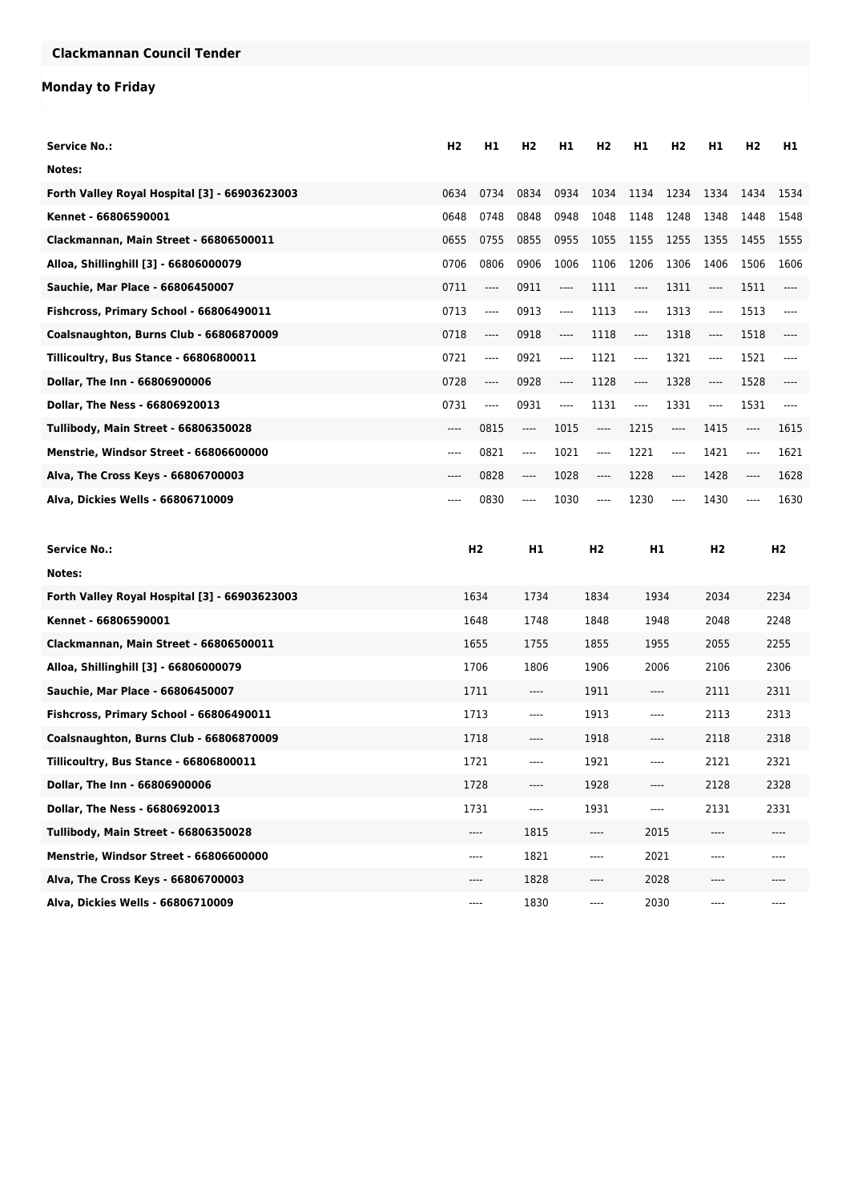### Clackmannan Council Tender

### Monday to Friday

| Service No.: | H2 | H1 | H2 | H1 | H2 | H1 | H2 | H1 | H2 | H1 |
|---|---|---|---|---|---|---|---|---|---|---|
| Notes: | | | | | | | | | | |
| Forth Valley Royal Hospital [3] - 66903623003 | 0634 | 0734 | 0834 | 0934 | 1034 | 1134 | 1234 | 1334 | 1434 | 1534 |
| Kennet - 66806590001 | 0648 | 0748 | 0848 | 0948 | 1048 | 1148 | 1248 | 1348 | 1448 | 1548 |
| Clackmannan, Main Street - 66806500011 | 0655 | 0755 | 0855 | 0955 | 1055 | 1155 | 1255 | 1355 | 1455 | 1555 |
| Alloa, Shillinghill [3] - 66806000079 | 0706 | 0806 | 0906 | 1006 | 1106 | 1206 | 1306 | 1406 | 1506 | 1606 |
| Sauchie, Mar Place - 66806450007 | 0711 | ---- | 0911 | ---- | 1111 | ---- | 1311 | ---- | 1511 | ---- |
| Fishcross, Primary School - 66806490011 | 0713 | ---- | 0913 | ---- | 1113 | ---- | 1313 | ---- | 1513 | ---- |
| Coalsnaughton, Burns Club - 66806870009 | 0718 | ---- | 0918 | ---- | 1118 | ---- | 1318 | ---- | 1518 | ---- |
| Tillicoultry, Bus Stance - 66806800011 | 0721 | ---- | 0921 | ---- | 1121 | ---- | 1321 | ---- | 1521 | ---- |
| Dollar, The Inn - 66806900006 | 0728 | ---- | 0928 | ---- | 1128 | ---- | 1328 | ---- | 1528 | ---- |
| Dollar, The Ness - 66806920013 | 0731 | ---- | 0931 | ---- | 1131 | ---- | 1331 | ---- | 1531 | ---- |
| Tullibody, Main Street - 66806350028 | ---- | 0815 | ---- | 1015 | ---- | 1215 | ---- | 1415 | ---- | 1615 |
| Menstrie, Windsor Street - 66806600000 | ---- | 0821 | ---- | 1021 | ---- | 1221 | ---- | 1421 | ---- | 1621 |
| Alva, The Cross Keys - 66806700003 | ---- | 0828 | ---- | 1028 | ---- | 1228 | ---- | 1428 | ---- | 1628 |
| Alva, Dickies Wells - 66806710009 | ---- | 0830 | ---- | 1030 | ---- | 1230 | ---- | 1430 | ---- | 1630 |

| Service No.: | H2 | H1 | H2 | H1 | H2 | H2 |
|---|---|---|---|---|---|---|
| Notes: | | | | | | |
| Forth Valley Royal Hospital [3] - 66903623003 | 1634 | 1734 | 1834 | 1934 | 2034 | 2234 |
| Kennet - 66806590001 | 1648 | 1748 | 1848 | 1948 | 2048 | 2248 |
| Clackmannan, Main Street - 66806500011 | 1655 | 1755 | 1855 | 1955 | 2055 | 2255 |
| Alloa, Shillinghill [3] - 66806000079 | 1706 | 1806 | 1906 | 2006 | 2106 | 2306 |
| Sauchie, Mar Place - 66806450007 | 1711 | ---- | 1911 | ---- | 2111 | 2311 |
| Fishcross, Primary School - 66806490011 | 1713 | ---- | 1913 | ---- | 2113 | 2313 |
| Coalsnaughton, Burns Club - 66806870009 | 1718 | ---- | 1918 | ---- | 2118 | 2318 |
| Tillicoultry, Bus Stance - 66806800011 | 1721 | ---- | 1921 | ---- | 2121 | 2321 |
| Dollar, The Inn - 66806900006 | 1728 | ---- | 1928 | ---- | 2128 | 2328 |
| Dollar, The Ness - 66806920013 | 1731 | ---- | 1931 | ---- | 2131 | 2331 |
| Tullibody, Main Street - 66806350028 | ---- | 1815 | ---- | 2015 | ---- | ---- |
| Menstrie, Windsor Street - 66806600000 | ---- | 1821 | ---- | 2021 | ---- | ---- |
| Alva, The Cross Keys - 66806700003 | ---- | 1828 | ---- | 2028 | ---- | ---- |
| Alva, Dickies Wells - 66806710009 | ---- | 1830 | ---- | 2030 | ---- | ---- |